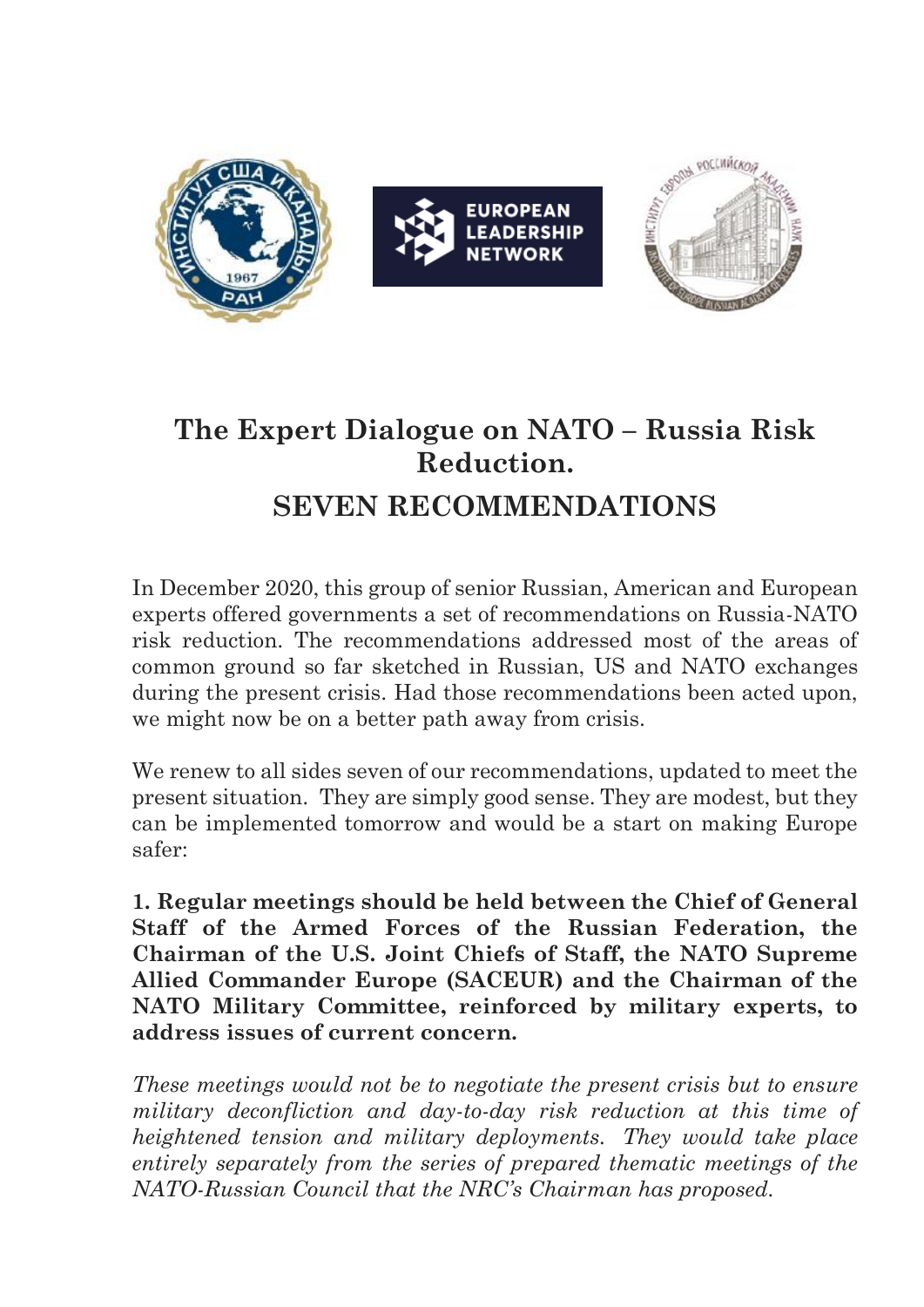# The Expert Dialogue on NATO – Russia Risk Reduction.

## SEVEN RECOMMENDATIONS

In December 2020, this group of senior Russian, American and European experts offered governments a set of recommendations on Russia-NATO risk reduction. The recommendations addressed most of the areas of common ground so far sketched in Russian, US and NATO exchanges during the present crisis. Had those recommendations been acted upon, we might now be on a better path away from crisis.

We renew to all sides seven of our recommendations, updated to meet the present situation. They are simply good sense. They are modest, but they can be implemented tomorrow and would be a start on making Europe safer:

**1. Regular meetings should be held between the Chief of General Staff of the Armed Forces of the Russian Federation, the Chairman of the U.S. Joint Chiefs of Staff, the NATO Supreme Allied Commander Europe (SACEUR) and the Chairman of the NATO Military Committee, reinforced by military experts, to address issues of current concern.**

*These meetings would not be to negotiate the present crisis but to ensure military deconfliction and day-to-day risk reduction at this time of heightened tension and military deployments. They would take place entirely separately from the series of prepared thematic meetings of the NATO-Russian Council that the NRC's Chairman has proposed.*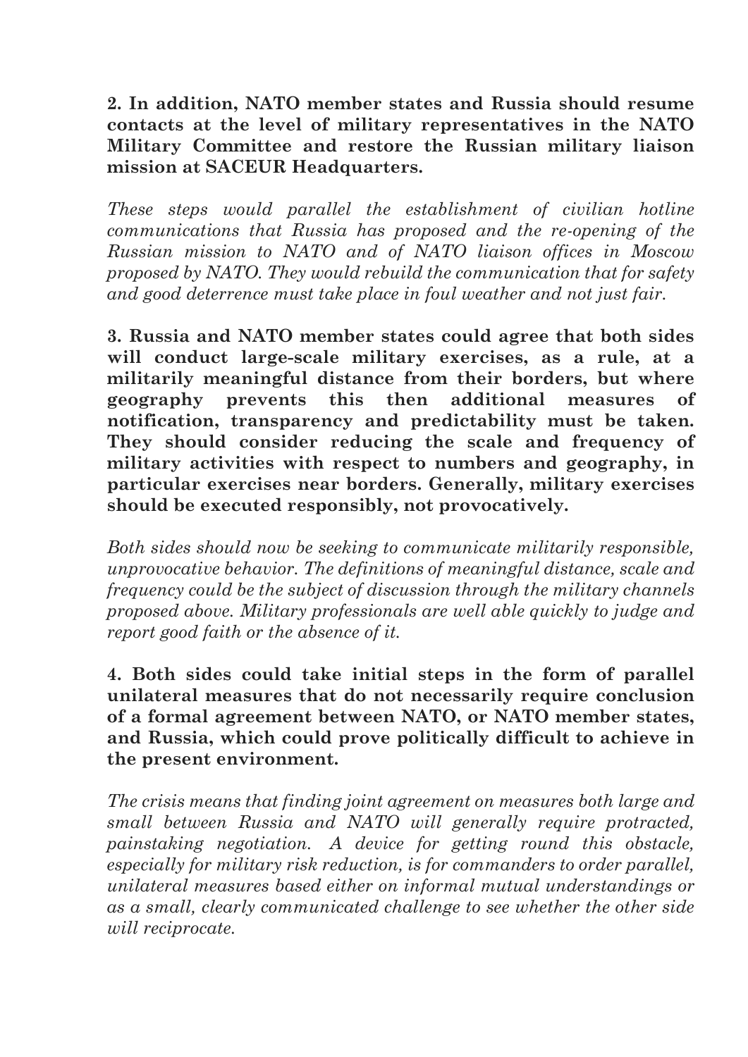**2. In addition, NATO member states and Russia should resume contacts at the level of military representatives in the NATO Military Committee and restore the Russian military liaison mission at SACEUR Headquarters.**

*These steps would parallel the establishment of civilian hotline communications that Russia has proposed and the re-opening of the Russian mission to NATO and of NATO liaison offices in Moscow proposed by NATO. They would rebuild the communication that for safety and good deterrence must take place in foul weather and not just fair.*

**3. Russia and NATO member states could agree that both sides will conduct large-scale military exercises, as a rule, at a militarily meaningful distance from their borders, but where geography prevents this then additional measures of notification, transparency and predictability must be taken. They should consider reducing the scale and frequency of military activities with respect to numbers and geography, in particular exercises near borders. Generally, military exercises should be executed responsibly, not provocatively.**

*Both sides should now be seeking to communicate militarily responsible, unprovocative behavior. The definitions of meaningful distance, scale and frequency could be the subject of discussion through the military channels proposed above. Military professionals are well able quickly to judge and report good faith or the absence of it.*

**4. Both sides could take initial steps in the form of parallel unilateral measures that do not necessarily require conclusion of a formal agreement between NATO, or NATO member states, and Russia, which could prove politically difficult to achieve in the present environment.**

*The crisis means that finding joint agreement on measures both large and small between Russia and NATO will generally require protracted, painstaking negotiation. A device for getting round this obstacle, especially for military risk reduction, is for commanders to order parallel, unilateral measures based either on informal mutual understandings or as a small, clearly communicated challenge to see whether the other side will reciprocate.*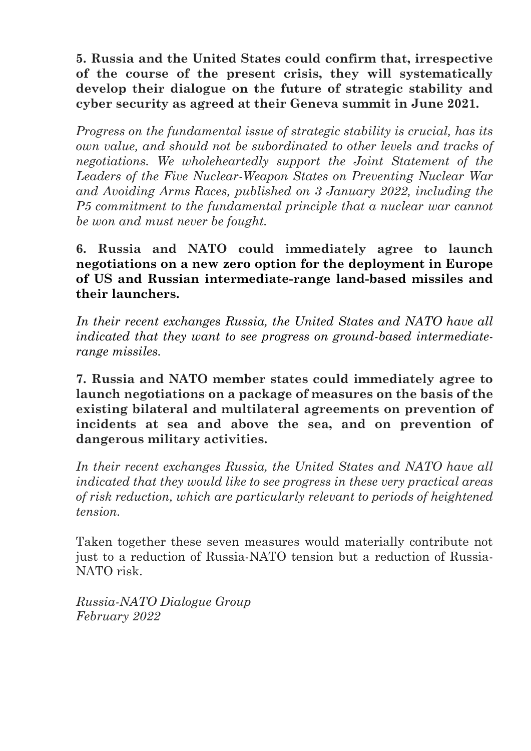**5. Russia and the United States could confirm that, irrespective of the course of the present crisis, they will systematically develop their dialogue on the future of strategic stability and cyber security as agreed at their Geneva summit in June 2021.**

*Progress on the fundamental issue of strategic stability is crucial, has its own value, and should not be subordinated to other levels and tracks of negotiations. We wholeheartedly support the Joint Statement of the Leaders of the Five Nuclear-Weapon States on Preventing Nuclear War and Avoiding Arms Races, published on 3 January 2022, including the P5 commitment to the fundamental principle that a nuclear war cannot be won and must never be fought.*

**6. Russia and NATO could immediately agree to launch negotiations on a new zero option for the deployment in Europe of US and Russian intermediate-range land-based missiles and their launchers.**

*In their recent exchanges Russia, the United States and NATO have all indicated that they want to see progress on ground-based intermediate-range missiles.*

**7. Russia and NATO member states could immediately agree to launch negotiations on a package of measures on the basis of the existing bilateral and multilateral agreements on prevention of incidents at sea and above the sea, and on prevention of dangerous military activities.**

*In their recent exchanges Russia, the United States and NATO have all indicated that they would like to see progress in these very practical areas of risk reduction, which are particularly relevant to periods of heightened tension.*

Taken together these seven measures would materially contribute not just to a reduction of Russia-NATO tension but a reduction of Russia-NATO risk.

*Russia-NATO Dialogue Group*
*February 2022*